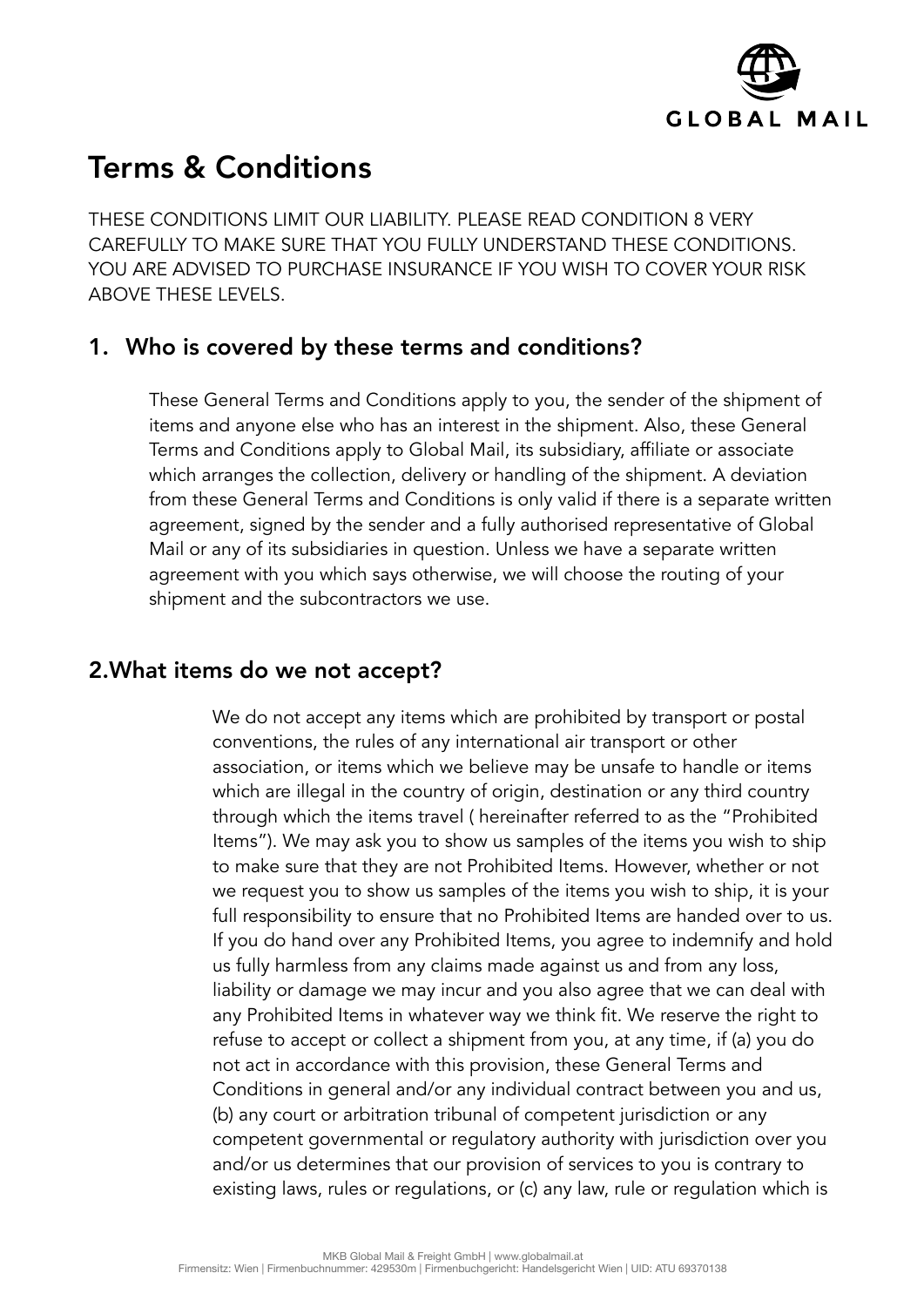# Terms & Conditions

THESE CONDITIONS LIMIT OUR LIABILITY. PLEASE READ CONDITION 8 VERY CAREFULLY TO MAKE SURE THAT YOU FULLY UNDERSTAND THESE CONDITIONS. YOU ARE ADVISED TO PURCHASE INSURANCE IF YOU WISH TO COVER YOUR RISK ABOVE THESE LEVELS.

## 1. Who is covered by these terms and conditions?

These General Terms and Conditions apply to you, the sender of the shipment of items and anyone else who has an interest in the shipment. Also, these General Terms and Conditions apply to Global Mail, its subsidiary, affiliate or associate which arranges the collection, delivery or handling of the shipment. A deviation from these General Terms and Conditions is only valid if there is a separate written agreement, signed by the sender and a fully authorised representative of Global Mail or any of its subsidiaries in question. Unless we have a separate written agreement with you which says otherwise, we will choose the routing of your shipment and the subcontractors we use.

## 2.What items do we not accept?

We do not accept any items which are prohibited by transport or postal conventions, the rules of any international air transport or other association, or items which we believe may be unsafe to handle or items which are illegal in the country of origin, destination or any third country through which the items travel ( hereinafter referred to as the "Prohibited Items"). We may ask you to show us samples of the items you wish to ship to make sure that they are not Prohibited Items. However, whether or not we request you to show us samples of the items you wish to ship, it is your full responsibility to ensure that no Prohibited Items are handed over to us. If you do hand over any Prohibited Items, you agree to indemnify and hold us fully harmless from any claims made against us and from any loss, liability or damage we may incur and you also agree that we can deal with any Prohibited Items in whatever way we think fit. We reserve the right to refuse to accept or collect a shipment from you, at any time, if (a) you do not act in accordance with this provision, these General Terms and Conditions in general and/or any individual contract between you and us, (b) any court or arbitration tribunal of competent jurisdiction or any competent governmental or regulatory authority with jurisdiction over you and/or us determines that our provision of services to you is contrary to existing laws, rules or regulations, or (c) any law, rule or regulation which is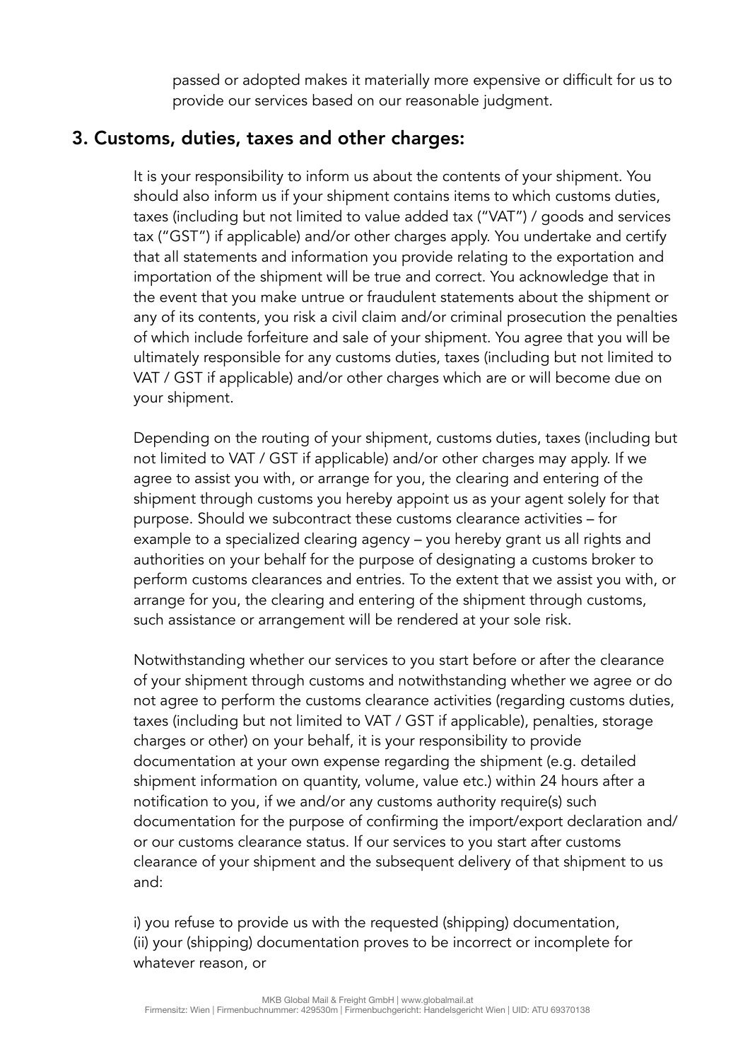passed or adopted makes it materially more expensive or difficult for us to provide our services based on our reasonable judgment.

## 3. Customs, duties, taxes and other charges:

It is your responsibility to inform us about the contents of your shipment. You should also inform us if your shipment contains items to which customs duties, taxes (including but not limited to value added tax ("VAT") / goods and services tax ("GST") if applicable) and/or other charges apply. You undertake and certify that all statements and information you provide relating to the exportation and importation of the shipment will be true and correct. You acknowledge that in the event that you make untrue or fraudulent statements about the shipment or any of its contents, you risk a civil claim and/or criminal prosecution the penalties of which include forfeiture and sale of your shipment. You agree that you will be ultimately responsible for any customs duties, taxes (including but not limited to VAT / GST if applicable) and/or other charges which are or will become due on your shipment.

Depending on the routing of your shipment, customs duties, taxes (including but not limited to VAT / GST if applicable) and/or other charges may apply. If we agree to assist you with, or arrange for you, the clearing and entering of the shipment through customs you hereby appoint us as your agent solely for that purpose. Should we subcontract these customs clearance activities – for example to a specialized clearing agency – you hereby grant us all rights and authorities on your behalf for the purpose of designating a customs broker to perform customs clearances and entries. To the extent that we assist you with, or arrange for you, the clearing and entering of the shipment through customs, such assistance or arrangement will be rendered at your sole risk.

Notwithstanding whether our services to you start before or after the clearance of your shipment through customs and notwithstanding whether we agree or do not agree to perform the customs clearance activities (regarding customs duties, taxes (including but not limited to VAT / GST if applicable), penalties, storage charges or other) on your behalf, it is your responsibility to provide documentation at your own expense regarding the shipment (e.g. detailed shipment information on quantity, volume, value etc.) within 24 hours after a notification to you, if we and/or any customs authority require(s) such documentation for the purpose of confirming the import/export declaration and/or our customs clearance status. If our services to you start after customs clearance of your shipment and the subsequent delivery of that shipment to us and:

i) you refuse to provide us with the requested (shipping) documentation,
(ii) your (shipping) documentation proves to be incorrect or incomplete for whatever reason, or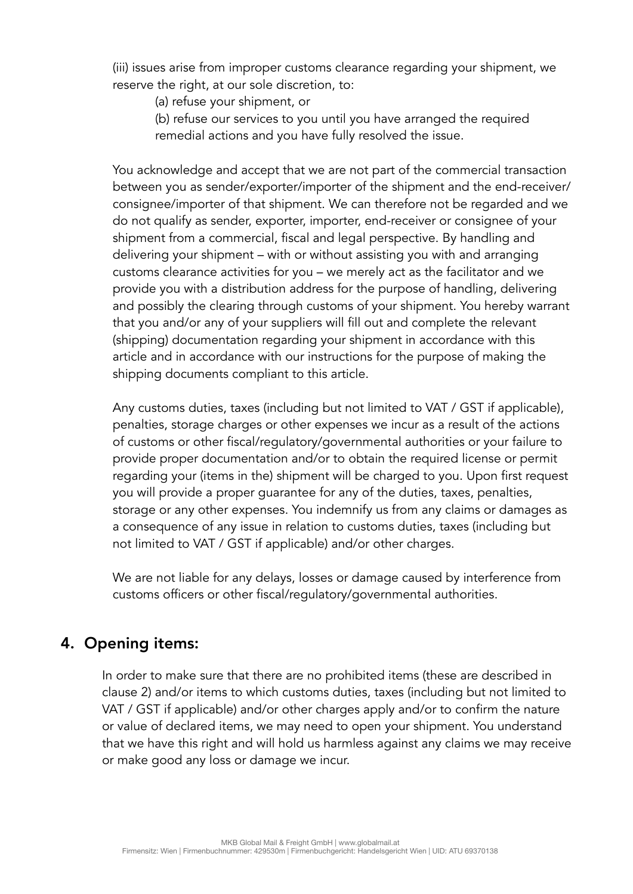(iii) issues arise from improper customs clearance regarding your shipment, we reserve the right, at our sole discretion, to:

(a) refuse your shipment, or

(b) refuse our services to you until you have arranged the required remedial actions and you have fully resolved the issue.

You acknowledge and accept that we are not part of the commercial transaction between you as sender/exporter/importer of the shipment and the end-receiver/consignee/importer of that shipment. We can therefore not be regarded and we do not qualify as sender, exporter, importer, end-receiver or consignee of your shipment from a commercial, fiscal and legal perspective. By handling and delivering your shipment – with or without assisting you with and arranging customs clearance activities for you – we merely act as the facilitator and we provide you with a distribution address for the purpose of handling, delivering and possibly the clearing through customs of your shipment. You hereby warrant that you and/or any of your suppliers will fill out and complete the relevant (shipping) documentation regarding your shipment in accordance with this article and in accordance with our instructions for the purpose of making the shipping documents compliant to this article.

Any customs duties, taxes (including but not limited to VAT / GST if applicable), penalties, storage charges or other expenses we incur as a result of the actions of customs or other fiscal/regulatory/governmental authorities or your failure to provide proper documentation and/or to obtain the required license or permit regarding your (items in the) shipment will be charged to you. Upon first request you will provide a proper guarantee for any of the duties, taxes, penalties, storage or any other expenses. You indemnify us from any claims or damages as a consequence of any issue in relation to customs duties, taxes (including but not limited to VAT / GST if applicable) and/or other charges.

We are not liable for any delays, losses or damage caused by interference from customs officers or other fiscal/regulatory/governmental authorities.

## 4. Opening items:

In order to make sure that there are no prohibited items (these are described in clause 2) and/or items to which customs duties, taxes (including but not limited to VAT / GST if applicable) and/or other charges apply and/or to confirm the nature or value of declared items, we may need to open your shipment. You understand that we have this right and will hold us harmless against any claims we may receive or make good any loss or damage we incur.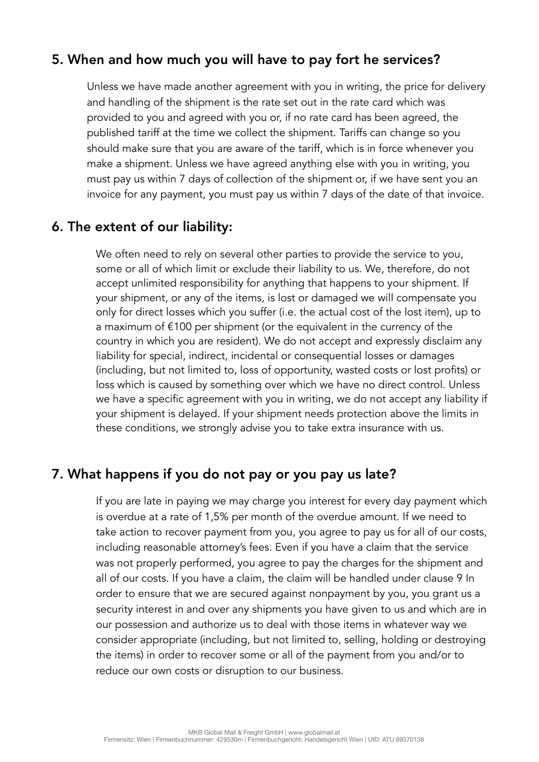## 5. When and how much you will have to pay fort he services?

Unless we have made another agreement with you in writing, the price for delivery and handling of the shipment is the rate set out in the rate card which was provided to you and agreed with you or, if no rate card has been agreed, the published tariff at the time we collect the shipment. Tariffs can change so you should make sure that you are aware of the tariff, which is in force whenever you make a shipment. Unless we have agreed anything else with you in writing, you must pay us within 7 days of collection of the shipment or, if we have sent you an invoice for any payment, you must pay us within 7 days of the date of that invoice.

## 6. The extent of our liability:

We often need to rely on several other parties to provide the service to you, some or all of which limit or exclude their liability to us. We, therefore, do not accept unlimited responsibility for anything that happens to your shipment. If your shipment, or any of the items, is lost or damaged we will compensate you only for direct losses which you suffer (i.e. the actual cost of the lost item), up to a maximum of €100 per shipment (or the equivalent in the currency of the country in which you are resident). We do not accept and expressly disclaim any liability for special, indirect, incidental or consequential losses or damages (including, but not limited to, loss of opportunity, wasted costs or lost profits) or loss which is caused by something over which we have no direct control. Unless we have a specific agreement with you in writing, we do not accept any liability if your shipment is delayed. If your shipment needs protection above the limits in these conditions, we strongly advise you to take extra insurance with us.

## 7. What happens if you do not pay or you pay us late?

If you are late in paying we may charge you interest for every day payment which is overdue at a rate of 1,5% per month of the overdue amount. If we need to take action to recover payment from you, you agree to pay us for all of our costs, including reasonable attorney's fees. Even if you have a claim that the service was not properly performed, you agree to pay the charges for the shipment and all of our costs. If you have a claim, the claim will be handled under clause 9 In order to ensure that we are secured against nonpayment by you, you grant us a security interest in and over any shipments you have given to us and which are in our possession and authorize us to deal with those items in whatever way we consider appropriate (including, but not limited to, selling, holding or destroying the items) in order to recover some or all of the payment from you and/or to reduce our own costs or disruption to our business.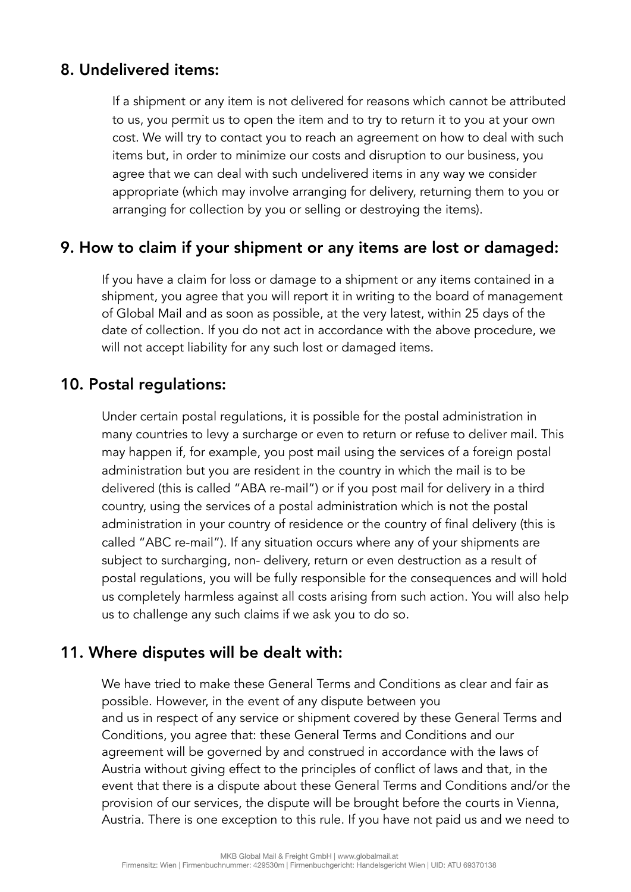## 8. Undelivered items:

If a shipment or any item is not delivered for reasons which cannot be attributed to us, you permit us to open the item and to try to return it to you at your own cost. We will try to contact you to reach an agreement on how to deal with such items but, in order to minimize our costs and disruption to our business, you agree that we can deal with such undelivered items in any way we consider appropriate (which may involve arranging for delivery, returning them to you or arranging for collection by you or selling or destroying the items).

## 9. How to claim if your shipment or any items are lost or damaged:

If you have a claim for loss or damage to a shipment or any items contained in a shipment, you agree that you will report it in writing to the board of management of Global Mail and as soon as possible, at the very latest, within 25 days of the date of collection. If you do not act in accordance with the above procedure, we will not accept liability for any such lost or damaged items.

## 10. Postal regulations:

Under certain postal regulations, it is possible for the postal administration in many countries to levy a surcharge or even to return or refuse to deliver mail. This may happen if, for example, you post mail using the services of a foreign postal administration but you are resident in the country in which the mail is to be delivered (this is called "ABA re-mail") or if you post mail for delivery in a third country, using the services of a postal administration which is not the postal administration in your country of residence or the country of final delivery (this is called "ABC re-mail"). If any situation occurs where any of your shipments are subject to surcharging, non- delivery, return or even destruction as a result of postal regulations, you will be fully responsible for the consequences and will hold us completely harmless against all costs arising from such action. You will also help us to challenge any such claims if we ask you to do so.

## 11. Where disputes will be dealt with:

We have tried to make these General Terms and Conditions as clear and fair as possible. However, in the event of any dispute between you and us in respect of any service or shipment covered by these General Terms and Conditions, you agree that: these General Terms and Conditions and our agreement will be governed by and construed in accordance with the laws of Austria without giving effect to the principles of conflict of laws and that, in the event that there is a dispute about these General Terms and Conditions and/or the provision of our services, the dispute will be brought before the courts in Vienna, Austria. There is one exception to this rule. If you have not paid us and we need to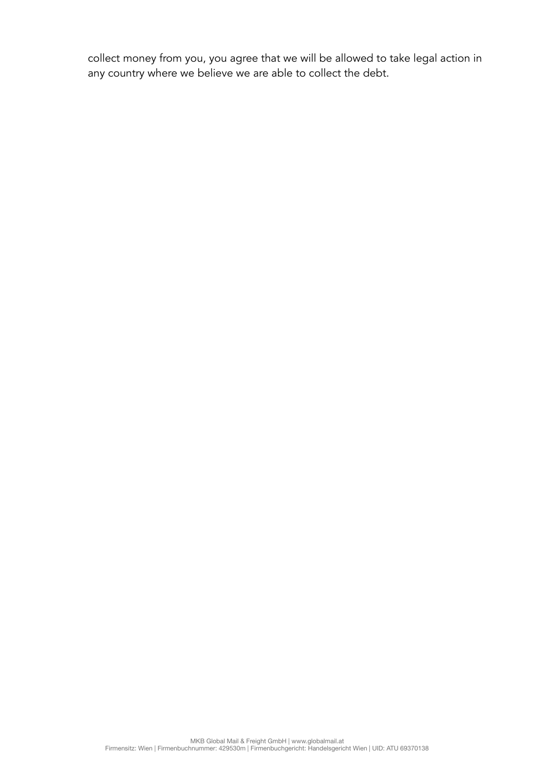collect money from you, you agree that we will be allowed to take legal action in any country where we believe we are able to collect the debt.